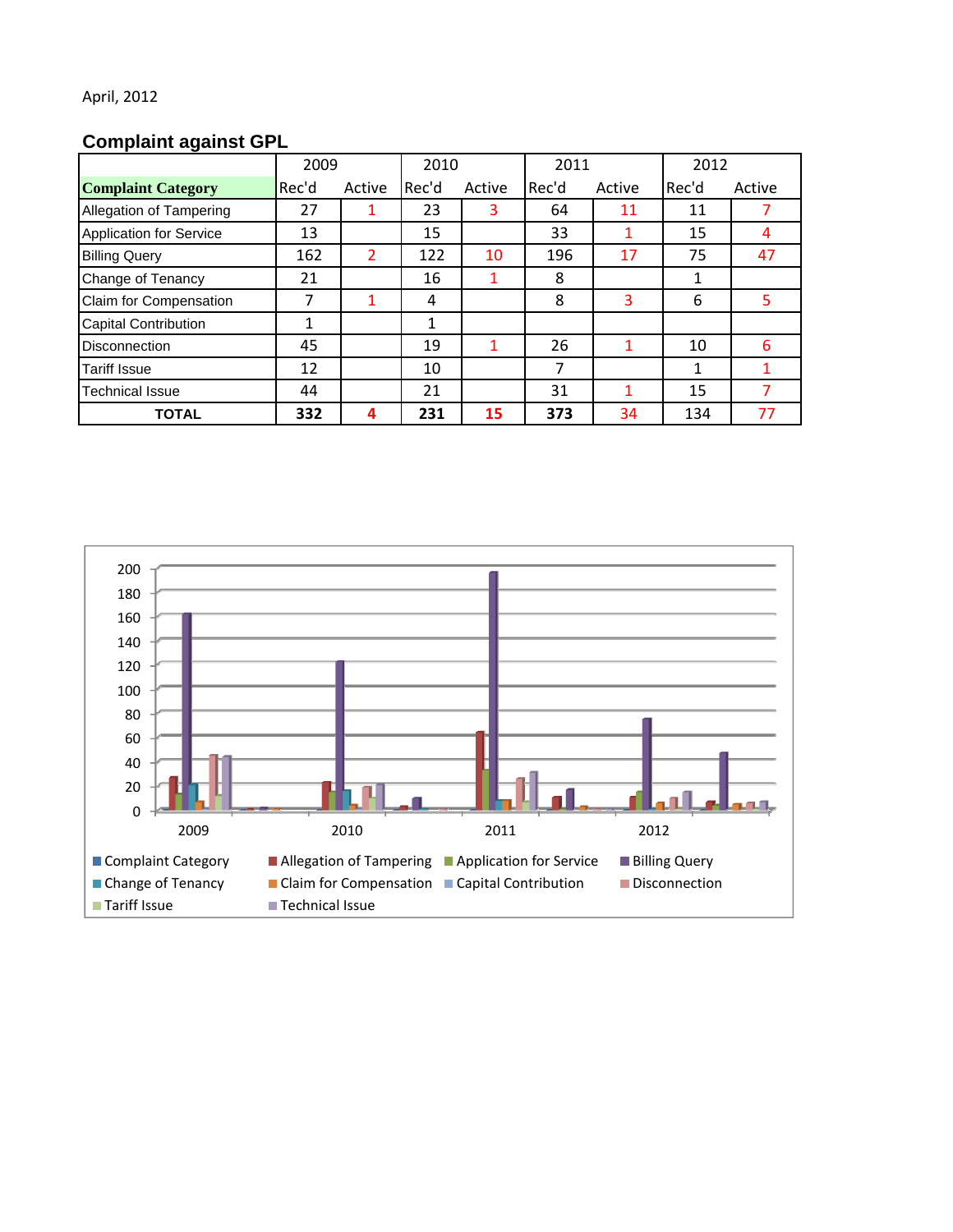April, 2012

## Complaint against GPL

| Complaint Category | 2009 Rec'd | 2009 Active | 2010 Rec'd | 2010 Active | 2011 Rec'd | 2011 Active | 2012 Rec'd | 2012 Active |
|---|---|---|---|---|---|---|---|---|
| Allegation of Tampering | 27 | 1 | 23 | 3 | 64 | 11 | 11 | 7 |
| Application for Service | 13 | | 15 | | 33 | 1 | 15 | 4 |
| Billing Query | 162 | 2 | 122 | 10 | 196 | 17 | 75 | 47 |
| Change of Tenancy | 21 | | 16 | 1 | 8 | | 1 | |
| Claim for Compensation | 7 | 1 | 4 | | 8 | 3 | 6 | 5 |
| Capital Contribution | 1 | | 1 | | | | | |
| Disconnection | 45 | | 19 | 1 | 26 | 1 | 10 | 6 |
| Tariff Issue | 12 | | 10 | | 7 | | 1 | 1 |
| Technical Issue | 44 | | 21 | | 31 | 1 | 15 | 7 |
| **TOTAL** | **332** | **4** | **231** | **15** | **373** | 34 | 134 | 77 |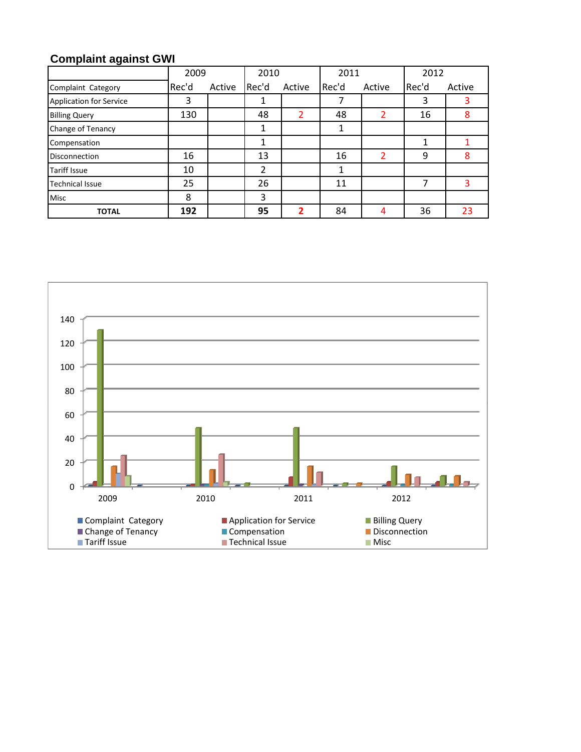## Complaint against GWI

| | 2009 | | 2010 | | 2011 | | 2012 | |
|---|---|---|---|---|---|---|---|---|
| Complaint Category | Rec'd | Active | Rec'd | Active | Rec'd | Active | Rec'd | Active |
| Application for Service | 3 | | 1 | | 7 | | 3 | 3 |
| Billing Query | 130 | | 48 | 2 | 48 | 2 | 16 | 8 |
| Change of Tenancy | | | 1 | | 1 | | | |
| Compensation | | | 1 | | | | 1 | 1 |
| Disconnection | 16 | | 13 | | 16 | 2 | 9 | 8 |
| Tariff Issue | 10 | | 2 | | 1 | | | |
| Technical Issue | 25 | | 26 | | 11 | | 7 | 3 |
| Misc | 8 | | 3 | | | | | |
| **TOTAL** | **192** | | **95** | **2** | 84 | 4 | 36 | 23 |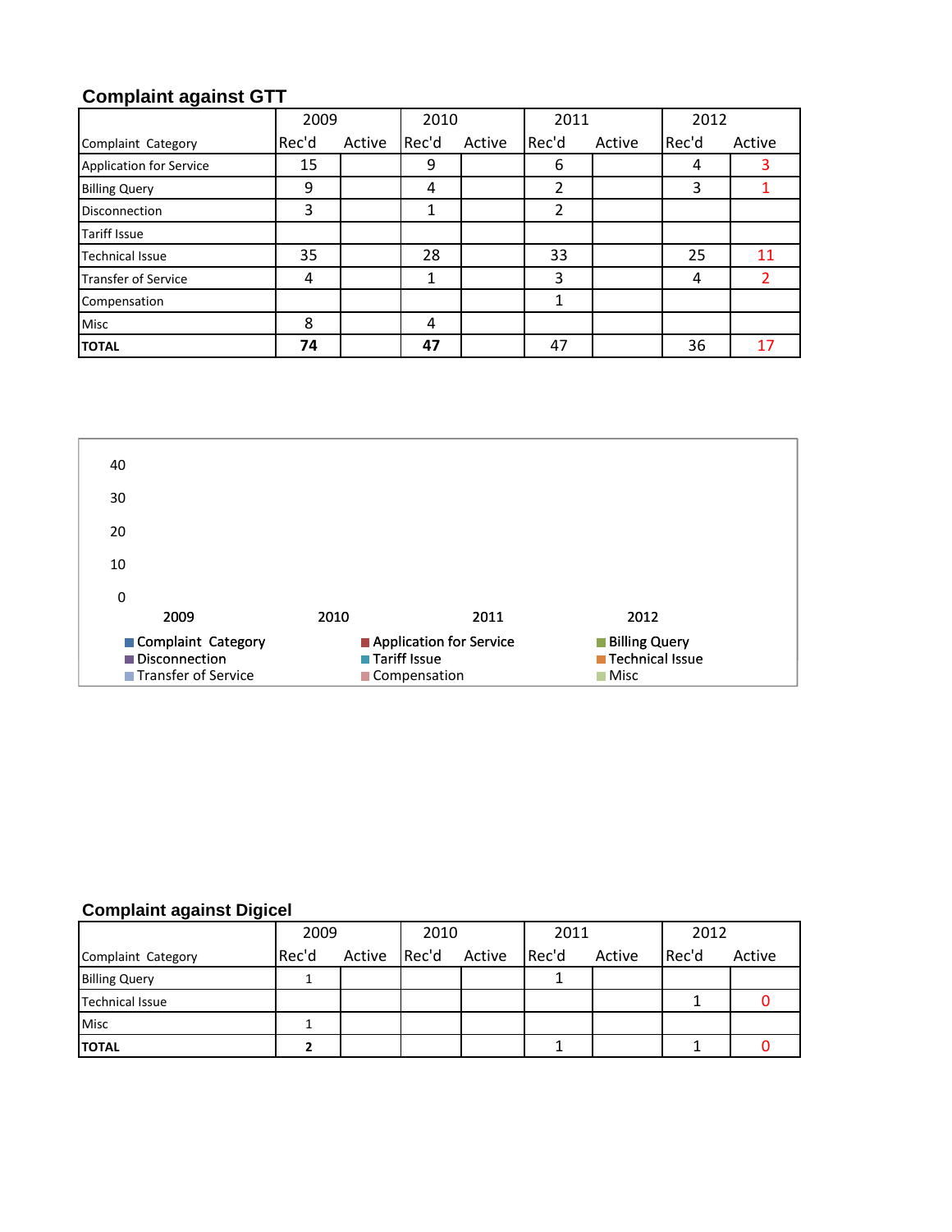## Complaint against GTT

| Complaint Category | 2009 | | 2010 | | 2011 | | 2012 | |
|---|---|---|---|---|---|---|---|---|
| | Rec'd | Active | Rec'd | Active | Rec'd | Active | Rec'd | Active |
| Application for Service | 15 | | 9 | | 6 | | 4 | 3 |
| Billing Query | 9 | | 4 | | 2 | | 3 | 1 |
| Disconnection | 3 | | 1 | | 2 | | | |
| Tariff Issue | | | | | | | | |
| Technical Issue | 35 | | 28 | | 33 | | 25 | 11 |
| Transfer of Service | 4 | | 1 | | 3 | | 4 | 2 |
| Compensation | | | | | 1 | | | |
| Misc | 8 | | 4 | | | | | |
| **TOTAL** | **74** | | **47** | | 47 | | 36 | 17 |

## Complaint against Digicel

| Complaint Category | 2009 | | 2010 | | 2011 | | 2012 | |
|---|---|---|---|---|---|---|---|---|
| | Rec'd | Active | Rec'd | Active | Rec'd | Active | Rec'd | Active |
| Billing Query | 1 | | | | 1 | | | |
| Technical Issue | | | | | | | 1 | 0 |
| Misc | 1 | | | | | | | |
| **TOTAL** | **2** | | | | 1 | | 1 | 0 |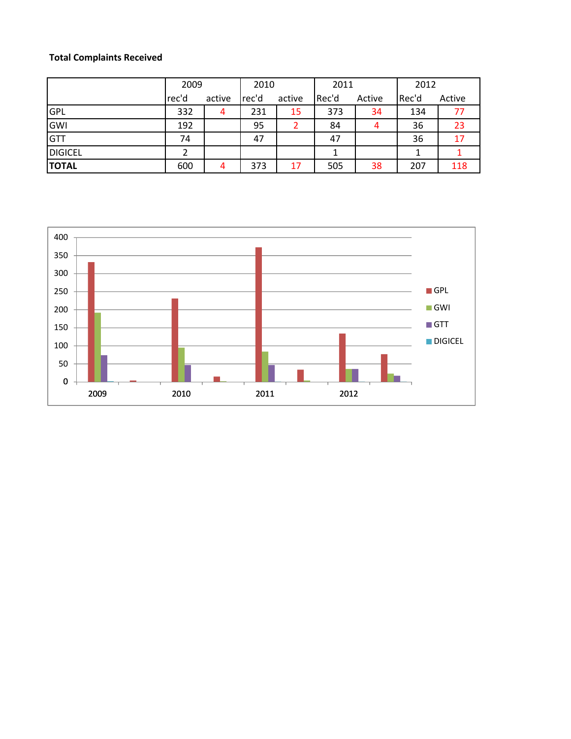**Total Complaints Received**

| | 2009 | | 2010 | | 2011 | | 2012 | |
|---|---|---|---|---|---|---|---|---|
| | rec'd | active | rec'd | active | Rec'd | Active | Rec'd | Active |
| GPL | 332 | 4 | 231 | 15 | 373 | 34 | 134 | 77 |
| GWI | 192 | | 95 | 2 | 84 | 4 | 36 | 23 |
| GTT | 74 | | 47 | | 47 | | 36 | 17 |
| DIGICEL | 2 | | | | 1 | | 1 | 1 |
| **TOTAL** | 600 | 4 | 373 | 17 | 505 | 38 | 207 | 118 |

400
350
300
250
200
150
100
50
0
2009
2010
2011
2012
GPL
GWI
GTT
DIGICEL